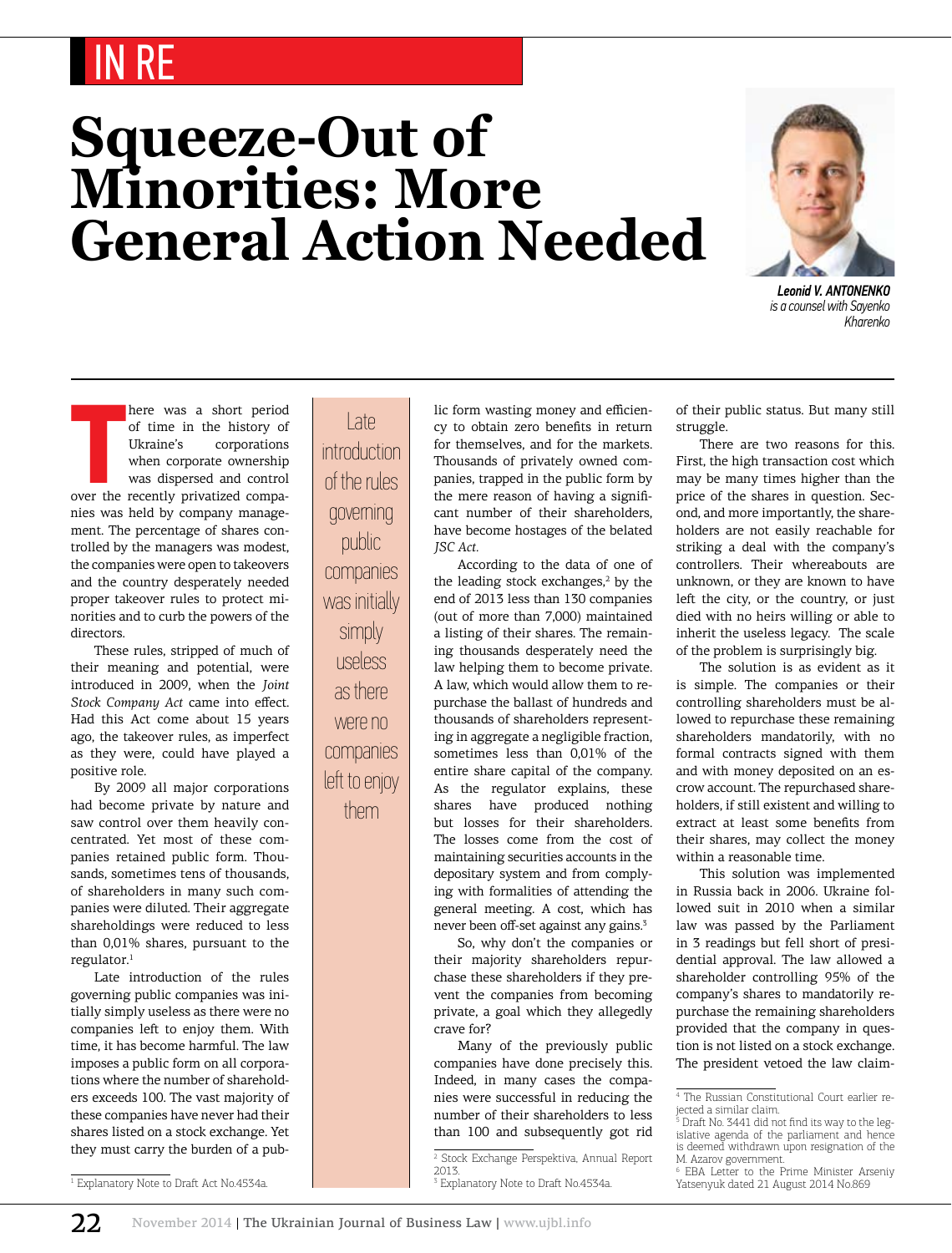IN RE

# Squeeze-Out of Minorities: More General Action Needed

***Leonid V. ANTONENKO*** *is a counsel with Sayenko Kharenko*

There was a short period of time in the history of Ukraine's corporations when corporate ownership was dispersed and control over the recently privatized companies was held by company management. The percentage of shares controlled by the managers was modest, the companies were open to takeovers and the country desperately needed proper takeover rules to protect minorities and to curb the powers of the directors.

These rules, stripped of much of their meaning and potential, were introduced in 2009, when the *Joint Stock Company Act* came into effect. Had this Act come about 15 years ago, the takeover rules, as imperfect as they were, could have played a positive role.

By 2009 all major corporations had become private by nature and saw control over them heavily concentrated. Yet most of these companies retained public form. Thousands, sometimes tens of thousands, of shareholders in many such companies were diluted. Their aggregate shareholdings were reduced to less than 0,01% shares, pursuant to the regulator.[1]

Late introduction of the rules governing public companies was initially simply useless as there were no companies left to enjoy them. With time, it has become harmful. The law imposes a public form on all corporations where the number of shareholders exceeds 100. The vast majority of these companies have never had their shares listed on a stock exchange. Yet they must carry the burden of a public form wasting money and efficiency to obtain zero benefits in return for themselves, and for the markets. Thousands of privately owned companies, trapped in the public form by the mere reason of having a significant number of their shareholders, have become hostages of the belated *JSC Act*.

> Late introduction of the rules governing public companies was initially simply useless as there were no companies left to enjoy them

According to the data of one of the leading stock exchanges,[2] by the end of 2013 less than 130 companies (out of more than 7,000) maintained a listing of their shares. The remaining thousands desperately need the law helping them to become private. A law, which would allow them to repurchase the ballast of hundreds and thousands of shareholders representing in aggregate a negligible fraction, sometimes less than 0,01% of the entire share capital of the company. As the regulator explains, these shares have produced nothing but losses for their shareholders. The losses come from the cost of maintaining securities accounts in the depositary system and from complying with formalities of attending the general meeting. A cost, which has never been off-set against any gains.[3]

So, why don't the companies or their majority shareholders repurchase these shareholders if they prevent the companies from becoming private, a goal which they allegedly crave for?

Many of the previously public companies have done precisely this. Indeed, in many cases the companies were successful in reducing the number of their shareholders to less than 100 and subsequently got rid of their public status. But many still struggle.

There are two reasons for this. First, the high transaction cost which may be many times higher than the price of the shares in question. Second, and more importantly, the shareholders are not easily reachable for striking a deal with the company's controllers. Their whereabouts are unknown, or they are known to have left the city, or the country, or just died with no heirs willing or able to inherit the useless legacy. The scale of the problem is surprisingly big.

The solution is as evident as it is simple. The companies or their controlling shareholders must be allowed to repurchase these remaining shareholders mandatorily, with no formal contracts signed with them and with money deposited on an escrow account. The repurchased shareholders, if still existent and willing to extract at least some benefits from their shares, may collect the money within a reasonable time.

This solution was implemented in Russia back in 2006. Ukraine followed suit in 2010 when a similar law was passed by the Parliament in 3 readings but fell short of presidential approval. The law allowed a shareholder controlling 95% of the company's shares to mandatorily repurchase the remaining shareholders provided that the company in question is not listed on a stock exchange. The president vetoed the law claim-

---

[1] Explanatory Note to Draft Act No.4534a.

[2] Stock Exchange Perspektiva, Annual Report 2013.

[3] Explanatory Note to Draft No.4534a.

[4] The Russian Constitutional Court earlier rejected a similar claim.

[5] Draft No. 3441 did not find its way to the legislative agenda of the parliament and hence is deemed withdrawn upon resignation of the M. Azarov government.

[6] EBA Letter to the Prime Minister Arseniy Yatsenyuk dated 21 August 2014 No.869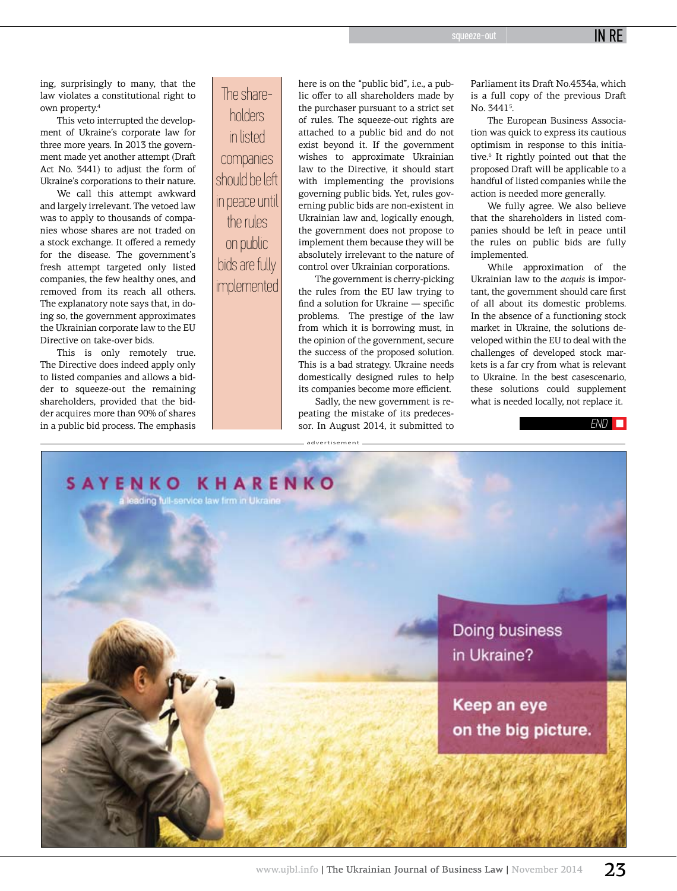ing, surprisingly to many, that the law violates a constitutional right to own property.[4]

This veto interrupted the development of Ukraine's corporate law for three more years. In 2013 the government made yet another attempt (Draft Act No. 3441) to adjust the form of Ukraine's corporations to their nature.

We call this attempt awkward and largely irrelevant. The vetoed law was to apply to thousands of companies whose shares are not traded on a stock exchange. It offered a remedy for the disease. The government's fresh attempt targeted only listed companies, the few healthy ones, and removed from its reach all others. The explanatory note says that, in doing so, the government approximates the Ukrainian corporate law to the EU Directive on take-over bids.

This is only remotely true. The Directive does indeed apply only to listed companies and allows a bidder to squeeze-out the remaining shareholders, provided that the bidder acquires more than 90% of shares in a public bid process. The emphasis here is on the "public bid", i.e., a public offer to all shareholders made by the purchaser pursuant to a strict set of rules. The squeeze-out rights are attached to a public bid and do not exist beyond it. If the government wishes to approximate Ukrainian law to the Directive, it should start with implementing the provisions governing public bids. Yet, rules governing public bids are non-existent in Ukrainian law and, logically enough, the government does not propose to implement them because they will be absolutely irrelevant to the nature of control over Ukrainian corporations.

> The shareholders in listed companies should be left in peace until the rules on public bids are fully implemented

The government is cherry-picking the rules from the EU law trying to find a solution for Ukraine — specific problems. The prestige of the law from which it is borrowing must, in the opinion of the government, secure the success of the proposed solution. This is a bad strategy. Ukraine needs domestically designed rules to help its companies become more efficient.

Sadly, the new government is repeating the mistake of its predecessor. In August 2014, it submitted to Parliament its Draft No.4534a, which is a full copy of the previous Draft No. 3441[5].

The European Business Association was quick to express its cautious optimism in response to this initiative.[6] It rightly pointed out that the proposed Draft will be applicable to a handful of listed companies while the action is needed more generally.

We fully agree. We also believe that the shareholders in listed companies should be left in peace until the rules on public bids are fully implemented.

While approximation of the Ukrainian law to the *acquis* is important, the government should care first of all about its domestic problems. In the absence of a functioning stock market in Ukraine, the solutions developed within the EU to deal with the challenges of developed stock markets is a far cry from what is relevant to Ukraine. In the best casescenario, these solutions could supplement what is needed locally, not replace it.

END

advertisement

SAYENKO KHARENKO
a leading full-service law firm in Ukraine

Doing business in Ukraine?

Keep an eye on the big picture.